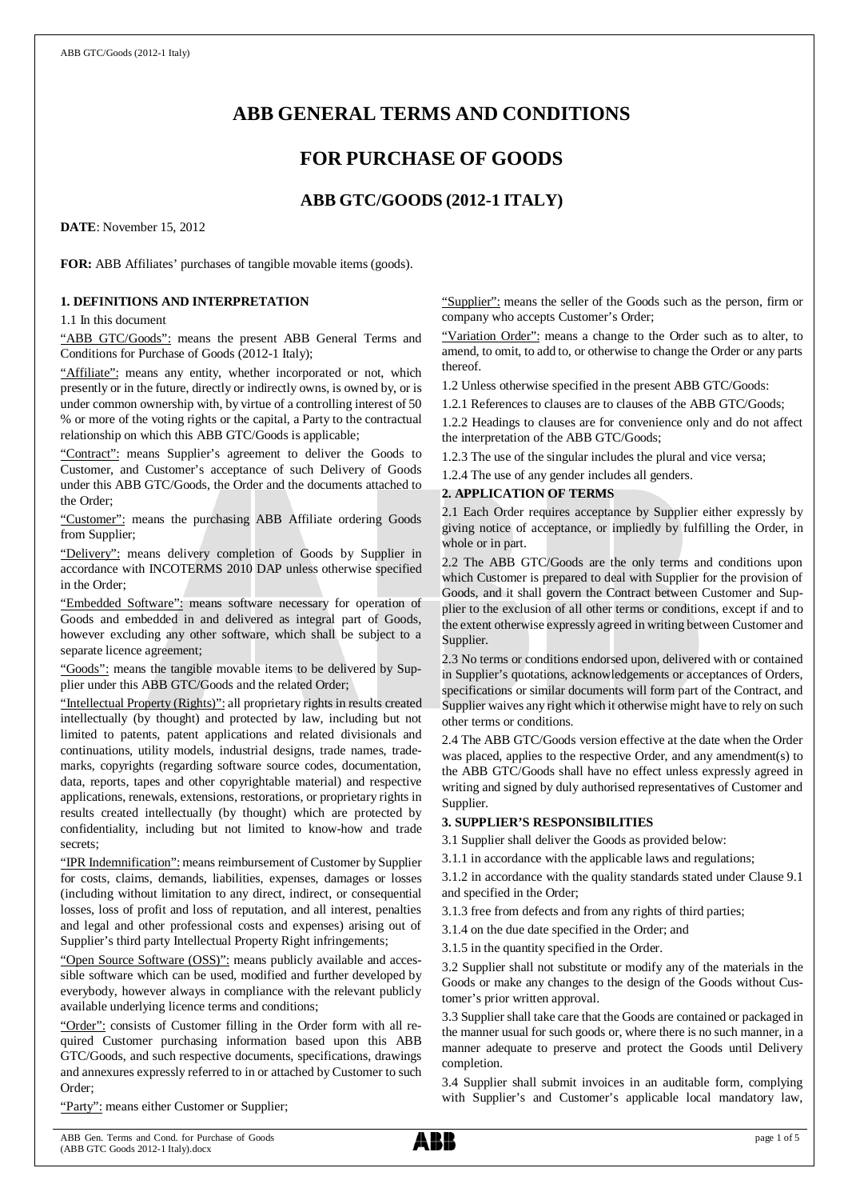# ABB GENERAL TERMS AND CONDITIONS

# FOR PURCHASE OF GOODS

## ABB GTC/GOODS (2012-1 ITALY)

**DATE**: November 15, 2012

**FOR:** ABB Affiliates' purchases of tangible movable items (goods).

### 1. DEFINITIONS AND INTERPRETATION

1.1 In this document

"ABB GTC/Goods": means the present ABB General Terms and Conditions for Purchase of Goods (2012-1 Italy);

"Affiliate": means any entity, whether incorporated or not, which presently or in the future, directly or indirectly owns, is owned by, or is under common ownership with, by virtue of a controlling interest of 50 % or more of the voting rights or the capital, a Party to the contractual relationship on which this ABB GTC/Goods is applicable;

"Contract": means Supplier's agreement to deliver the Goods to Customer, and Customer's acceptance of such Delivery of Goods under this ABB GTC/Goods, the Order and the documents attached to the Order;

"Customer": means the purchasing ABB Affiliate ordering Goods from Supplier;

"Delivery": means delivery completion of Goods by Supplier in accordance with INCOTERMS 2010 DAP unless otherwise specified in the Order;

"Embedded Software": means software necessary for operation of Goods and embedded in and delivered as integral part of Goods, however excluding any other software, which shall be subject to a separate licence agreement;

"Goods": means the tangible movable items to be delivered by Supplier under this ABB GTC/Goods and the related Order;

"Intellectual Property (Rights)": all proprietary rights in results created intellectually (by thought) and protected by law, including but not limited to patents, patent applications and related divisionals and continuations, utility models, industrial designs, trade names, trademarks, copyrights (regarding software source codes, documentation, data, reports, tapes and other copyrightable material) and respective applications, renewals, extensions, restorations, or proprietary rights in results created intellectually (by thought) which are protected by confidentiality, including but not limited to know-how and trade secrets;

"IPR Indemnification": means reimbursement of Customer by Supplier for costs, claims, demands, liabilities, expenses, damages or losses (including without limitation to any direct, indirect, or consequential losses, loss of profit and loss of reputation, and all interest, penalties and legal and other professional costs and expenses) arising out of Supplier's third party Intellectual Property Right infringements;

"Open Source Software (OSS)": means publicly available and accessible software which can be used, modified and further developed by everybody, however always in compliance with the relevant publicly available underlying licence terms and conditions;

"Order": consists of Customer filling in the Order form with all required Customer purchasing information based upon this ABB GTC/Goods, and such respective documents, specifications, drawings and annexures expressly referred to in or attached by Customer to such Order;

"Party": means either Customer or Supplier;

"Supplier": means the seller of the Goods such as the person, firm or company who accepts Customer's Order;

"Variation Order": means a change to the Order such as to alter, to amend, to omit, to add to, or otherwise to change the Order or any parts thereof.

1.2 Unless otherwise specified in the present ABB GTC/Goods:

1.2.1 References to clauses are to clauses of the ABB GTC/Goods;

1.2.2 Headings to clauses are for convenience only and do not affect the interpretation of the ABB GTC/Goods;

1.2.3 The use of the singular includes the plural and vice versa;

1.2.4 The use of any gender includes all genders.

### 2. APPLICATION OF TERMS

2.1 Each Order requires acceptance by Supplier either expressly by giving notice of acceptance, or impliedly by fulfilling the Order, in whole or in part.

2.2 The ABB GTC/Goods are the only terms and conditions upon which Customer is prepared to deal with Supplier for the provision of Goods, and it shall govern the Contract between Customer and Supplier to the exclusion of all other terms or conditions, except if and to the extent otherwise expressly agreed in writing between Customer and Supplier.

2.3 No terms or conditions endorsed upon, delivered with or contained in Supplier's quotations, acknowledgements or acceptances of Orders, specifications or similar documents will form part of the Contract, and Supplier waives any right which it otherwise might have to rely on such other terms or conditions.

2.4 The ABB GTC/Goods version effective at the date when the Order was placed, applies to the respective Order, and any amendment(s) to the ABB GTC/Goods shall have no effect unless expressly agreed in writing and signed by duly authorised representatives of Customer and Supplier.

### 3. SUPPLIER'S RESPONSIBILITIES

3.1 Supplier shall deliver the Goods as provided below:

3.1.1 in accordance with the applicable laws and regulations;

3.1.2 in accordance with the quality standards stated under Clause 9.1 and specified in the Order;

3.1.3 free from defects and from any rights of third parties;

3.1.4 on the due date specified in the Order; and

3.1.5 in the quantity specified in the Order.

3.2 Supplier shall not substitute or modify any of the materials in the Goods or make any changes to the design of the Goods without Customer's prior written approval.

3.3 Supplier shall take care that the Goods are contained or packaged in the manner usual for such goods or, where there is no such manner, in a manner adequate to preserve and protect the Goods until Delivery completion.

3.4 Supplier shall submit invoices in an auditable form, complying with Supplier's and Customer's applicable local mandatory law,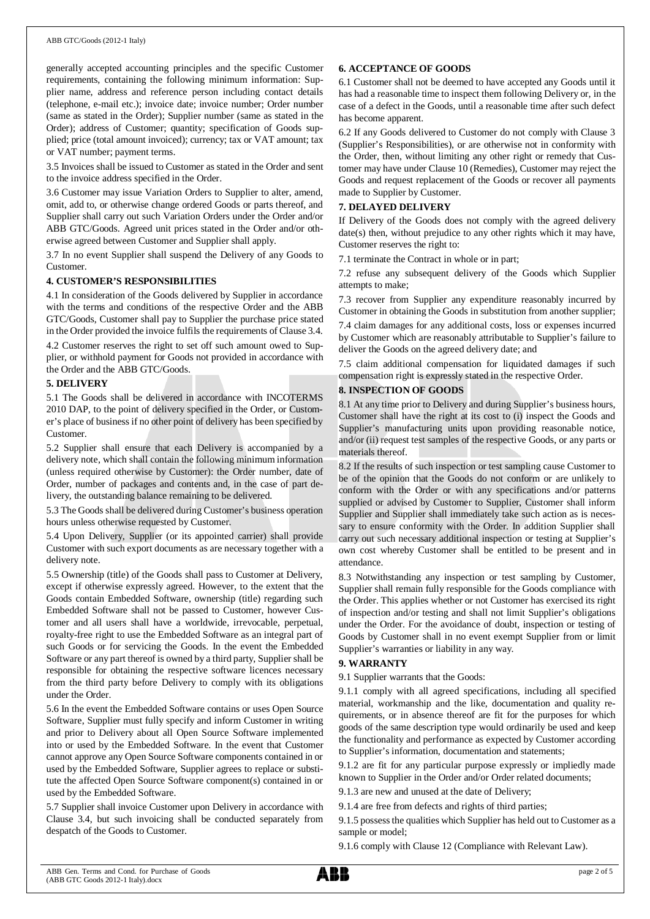generally accepted accounting principles and the specific Customer requirements, containing the following minimum information: Supplier name, address and reference person including contact details (telephone, e-mail etc.); invoice date; invoice number; Order number (same as stated in the Order); Supplier number (same as stated in the Order); address of Customer; quantity; specification of Goods supplied; price (total amount invoiced); currency; tax or VAT amount; tax or VAT number; payment terms.

3.5 Invoices shall be issued to Customer as stated in the Order and sent to the invoice address specified in the Order.

3.6 Customer may issue Variation Orders to Supplier to alter, amend, omit, add to, or otherwise change ordered Goods or parts thereof, and Supplier shall carry out such Variation Orders under the Order and/or ABB GTC/Goods. Agreed unit prices stated in the Order and/or otherwise agreed between Customer and Supplier shall apply.

3.7 In no event Supplier shall suspend the Delivery of any Goods to Customer.

## 4. CUSTOMER'S RESPONSIBILITIES

4.1 In consideration of the Goods delivered by Supplier in accordance with the terms and conditions of the respective Order and the ABB GTC/Goods, Customer shall pay to Supplier the purchase price stated in the Order provided the invoice fulfils the requirements of Clause 3.4.

4.2 Customer reserves the right to set off such amount owed to Supplier, or withhold payment for Goods not provided in accordance with the Order and the ABB GTC/Goods.

## 5. DELIVERY

5.1 The Goods shall be delivered in accordance with INCOTERMS 2010 DAP, to the point of delivery specified in the Order, or Customer's place of business if no other point of delivery has been specified by Customer.

5.2 Supplier shall ensure that each Delivery is accompanied by a delivery note, which shall contain the following minimum information (unless required otherwise by Customer): the Order number, date of Order, number of packages and contents and, in the case of part delivery, the outstanding balance remaining to be delivered.

5.3 The Goods shall be delivered during Customer's business operation hours unless otherwise requested by Customer.

5.4 Upon Delivery, Supplier (or its appointed carrier) shall provide Customer with such export documents as are necessary together with a delivery note.

5.5 Ownership (title) of the Goods shall pass to Customer at Delivery, except if otherwise expressly agreed. However, to the extent that the Goods contain Embedded Software, ownership (title) regarding such Embedded Software shall not be passed to Customer, however Customer and all users shall have a worldwide, irrevocable, perpetual, royalty-free right to use the Embedded Software as an integral part of such Goods or for servicing the Goods. In the event the Embedded Software or any part thereof is owned by a third party, Supplier shall be responsible for obtaining the respective software licences necessary from the third party before Delivery to comply with its obligations under the Order.

5.6 In the event the Embedded Software contains or uses Open Source Software, Supplier must fully specify and inform Customer in writing and prior to Delivery about all Open Source Software implemented into or used by the Embedded Software. In the event that Customer cannot approve any Open Source Software components contained in or used by the Embedded Software, Supplier agrees to replace or substitute the affected Open Source Software component(s) contained in or used by the Embedded Software.

5.7 Supplier shall invoice Customer upon Delivery in accordance with Clause 3.4, but such invoicing shall be conducted separately from despatch of the Goods to Customer.

## 6. ACCEPTANCE OF GOODS

6.1 Customer shall not be deemed to have accepted any Goods until it has had a reasonable time to inspect them following Delivery or, in the case of a defect in the Goods, until a reasonable time after such defect has become apparent.

6.2 If any Goods delivered to Customer do not comply with Clause 3 (Supplier's Responsibilities), or are otherwise not in conformity with the Order, then, without limiting any other right or remedy that Customer may have under Clause 10 (Remedies), Customer may reject the Goods and request replacement of the Goods or recover all payments made to Supplier by Customer.

## 7. DELAYED DELIVERY

If Delivery of the Goods does not comply with the agreed delivery date(s) then, without prejudice to any other rights which it may have, Customer reserves the right to:

7.1 terminate the Contract in whole or in part;

7.2 refuse any subsequent delivery of the Goods which Supplier attempts to make;

7.3 recover from Supplier any expenditure reasonably incurred by Customer in obtaining the Goods in substitution from another supplier;

7.4 claim damages for any additional costs, loss or expenses incurred by Customer which are reasonably attributable to Supplier's failure to deliver the Goods on the agreed delivery date; and

7.5 claim additional compensation for liquidated damages if such compensation right is expressly stated in the respective Order.

## 8. INSPECTION OF GOODS

8.1 At any time prior to Delivery and during Supplier's business hours, Customer shall have the right at its cost to (i) inspect the Goods and Supplier's manufacturing units upon providing reasonable notice, and/or (ii) request test samples of the respective Goods, or any parts or materials thereof.

8.2 If the results of such inspection or test sampling cause Customer to be of the opinion that the Goods do not conform or are unlikely to conform with the Order or with any specifications and/or patterns supplied or advised by Customer to Supplier, Customer shall inform Supplier and Supplier shall immediately take such action as is necessary to ensure conformity with the Order. In addition Supplier shall carry out such necessary additional inspection or testing at Supplier's own cost whereby Customer shall be entitled to be present and in attendance.

8.3 Notwithstanding any inspection or test sampling by Customer, Supplier shall remain fully responsible for the Goods compliance with the Order. This applies whether or not Customer has exercised its right of inspection and/or testing and shall not limit Supplier's obligations under the Order. For the avoidance of doubt, inspection or testing of Goods by Customer shall in no event exempt Supplier from or limit Supplier's warranties or liability in any way.

## 9. WARRANTY

9.1 Supplier warrants that the Goods:

9.1.1 comply with all agreed specifications, including all specified material, workmanship and the like, documentation and quality requirements, or in absence thereof are fit for the purposes for which goods of the same description type would ordinarily be used and keep the functionality and performance as expected by Customer according to Supplier's information, documentation and statements;

9.1.2 are fit for any particular purpose expressly or impliedly made known to Supplier in the Order and/or Order related documents;

9.1.3 are new and unused at the date of Delivery;

9.1.4 are free from defects and rights of third parties;

9.1.5 possess the qualities which Supplier has held out to Customer as a sample or model;

9.1.6 comply with Clause 12 (Compliance with Relevant Law).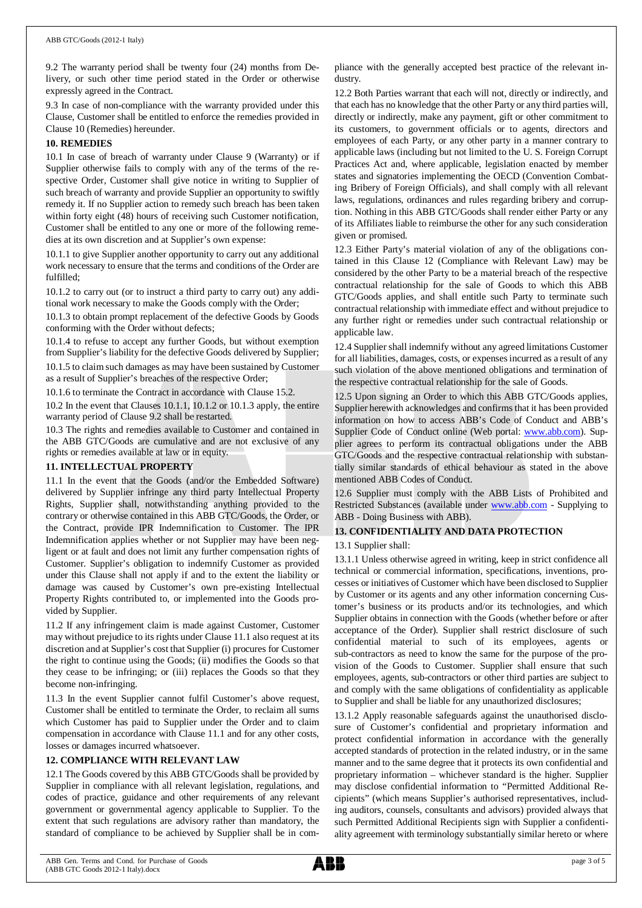9.2 The warranty period shall be twenty four (24) months from Delivery, or such other time period stated in the Order or otherwise expressly agreed in the Contract.

9.3 In case of non-compliance with the warranty provided under this Clause, Customer shall be entitled to enforce the remedies provided in Clause 10 (Remedies) hereunder.

**10. REMEDIES**

10.1 In case of breach of warranty under Clause 9 (Warranty) or if Supplier otherwise fails to comply with any of the terms of the respective Order, Customer shall give notice in writing to Supplier of such breach of warranty and provide Supplier an opportunity to swiftly remedy it. If no Supplier action to remedy such breach has been taken within forty eight (48) hours of receiving such Customer notification, Customer shall be entitled to any one or more of the following remedies at its own discretion and at Supplier's own expense:

10.1.1 to give Supplier another opportunity to carry out any additional work necessary to ensure that the terms and conditions of the Order are fulfilled;

10.1.2 to carry out (or to instruct a third party to carry out) any additional work necessary to make the Goods comply with the Order;

10.1.3 to obtain prompt replacement of the defective Goods by Goods conforming with the Order without defects;

10.1.4 to refuse to accept any further Goods, but without exemption from Supplier's liability for the defective Goods delivered by Supplier;

10.1.5 to claim such damages as may have been sustained by Customer as a result of Supplier's breaches of the respective Order;

10.1.6 to terminate the Contract in accordance with Clause 15.2.

10.2 In the event that Clauses 10.1.1, 10.1.2 or 10.1.3 apply, the entire warranty period of Clause 9.2 shall be restarted.

10.3 The rights and remedies available to Customer and contained in the ABB GTC/Goods are cumulative and are not exclusive of any rights or remedies available at law or in equity.

**11. INTELLECTUAL PROPERTY**

11.1 In the event that the Goods (and/or the Embedded Software) delivered by Supplier infringe any third party Intellectual Property Rights, Supplier shall, notwithstanding anything provided to the contrary or otherwise contained in this ABB GTC/Goods, the Order, or the Contract, provide IPR Indemnification to Customer. The IPR Indemnification applies whether or not Supplier may have been negligent or at fault and does not limit any further compensation rights of Customer. Supplier's obligation to indemnify Customer as provided under this Clause shall not apply if and to the extent the liability or damage was caused by Customer's own pre-existing Intellectual Property Rights contributed to, or implemented into the Goods provided by Supplier.

11.2 If any infringement claim is made against Customer, Customer may without prejudice to its rights under Clause 11.1 also request at its discretion and at Supplier's cost that Supplier (i) procures for Customer the right to continue using the Goods; (ii) modifies the Goods so that they cease to be infringing; or (iii) replaces the Goods so that they become non-infringing.

11.3 In the event Supplier cannot fulfil Customer's above request, Customer shall be entitled to terminate the Order, to reclaim all sums which Customer has paid to Supplier under the Order and to claim compensation in accordance with Clause 11.1 and for any other costs, losses or damages incurred whatsoever.

**12. COMPLIANCE WITH RELEVANT LAW**

12.1 The Goods covered by this ABB GTC/Goods shall be provided by Supplier in compliance with all relevant legislation, regulations, and codes of practice, guidance and other requirements of any relevant government or governmental agency applicable to Supplier. To the extent that such regulations are advisory rather than mandatory, the standard of compliance to be achieved by Supplier shall be in compliance with the generally accepted best practice of the relevant industry.

12.2 Both Parties warrant that each will not, directly or indirectly, and that each has no knowledge that the other Party or any third parties will, directly or indirectly, make any payment, gift or other commitment to its customers, to government officials or to agents, directors and employees of each Party, or any other party in a manner contrary to applicable laws (including but not limited to the U. S. Foreign Corrupt Practices Act and, where applicable, legislation enacted by member states and signatories implementing the OECD (Convention Combating Bribery of Foreign Officials), and shall comply with all relevant laws, regulations, ordinances and rules regarding bribery and corruption. Nothing in this ABB GTC/Goods shall render either Party or any of its Affiliates liable to reimburse the other for any such consideration given or promised.

12.3 Either Party's material violation of any of the obligations contained in this Clause 12 (Compliance with Relevant Law) may be considered by the other Party to be a material breach of the respective contractual relationship for the sale of Goods to which this ABB GTC/Goods applies, and shall entitle such Party to terminate such contractual relationship with immediate effect and without prejudice to any further right or remedies under such contractual relationship or applicable law.

12.4 Supplier shall indemnify without any agreed limitations Customer for all liabilities, damages, costs, or expenses incurred as a result of any such violation of the above mentioned obligations and termination of the respective contractual relationship for the sale of Goods.

12.5 Upon signing an Order to which this ABB GTC/Goods applies, Supplier herewith acknowledges and confirms that it has been provided information on how to access ABB's Code of Conduct and ABB's Supplier Code of Conduct online (Web portal: www.abb.com). Supplier agrees to perform its contractual obligations under the ABB GTC/Goods and the respective contractual relationship with substantially similar standards of ethical behaviour as stated in the above mentioned ABB Codes of Conduct.

12.6 Supplier must comply with the ABB Lists of Prohibited and Restricted Substances (available under www.abb.com - Supplying to ABB - Doing Business with ABB).

**13. CONFIDENTIALITY AND DATA PROTECTION**

13.1 Supplier shall:

13.1.1 Unless otherwise agreed in writing, keep in strict confidence all technical or commercial information, specifications, inventions, processes or initiatives of Customer which have been disclosed to Supplier by Customer or its agents and any other information concerning Customer's business or its products and/or its technologies, and which Supplier obtains in connection with the Goods (whether before or after acceptance of the Order). Supplier shall restrict disclosure of such confidential material to such of its employees, agents or sub-contractors as need to know the same for the purpose of the provision of the Goods to Customer. Supplier shall ensure that such employees, agents, sub-contractors or other third parties are subject to and comply with the same obligations of confidentiality as applicable to Supplier and shall be liable for any unauthorized disclosures;

13.1.2 Apply reasonable safeguards against the unauthorised disclosure of Customer's confidential and proprietary information and protect confidential information in accordance with the generally accepted standards of protection in the related industry, or in the same manner and to the same degree that it protects its own confidential and proprietary information – whichever standard is the higher. Supplier may disclose confidential information to "Permitted Additional Recipients" (which means Supplier's authorised representatives, including auditors, counsels, consultants and advisors) provided always that such Permitted Additional Recipients sign with Supplier a confidentiality agreement with terminology substantially similar hereto or where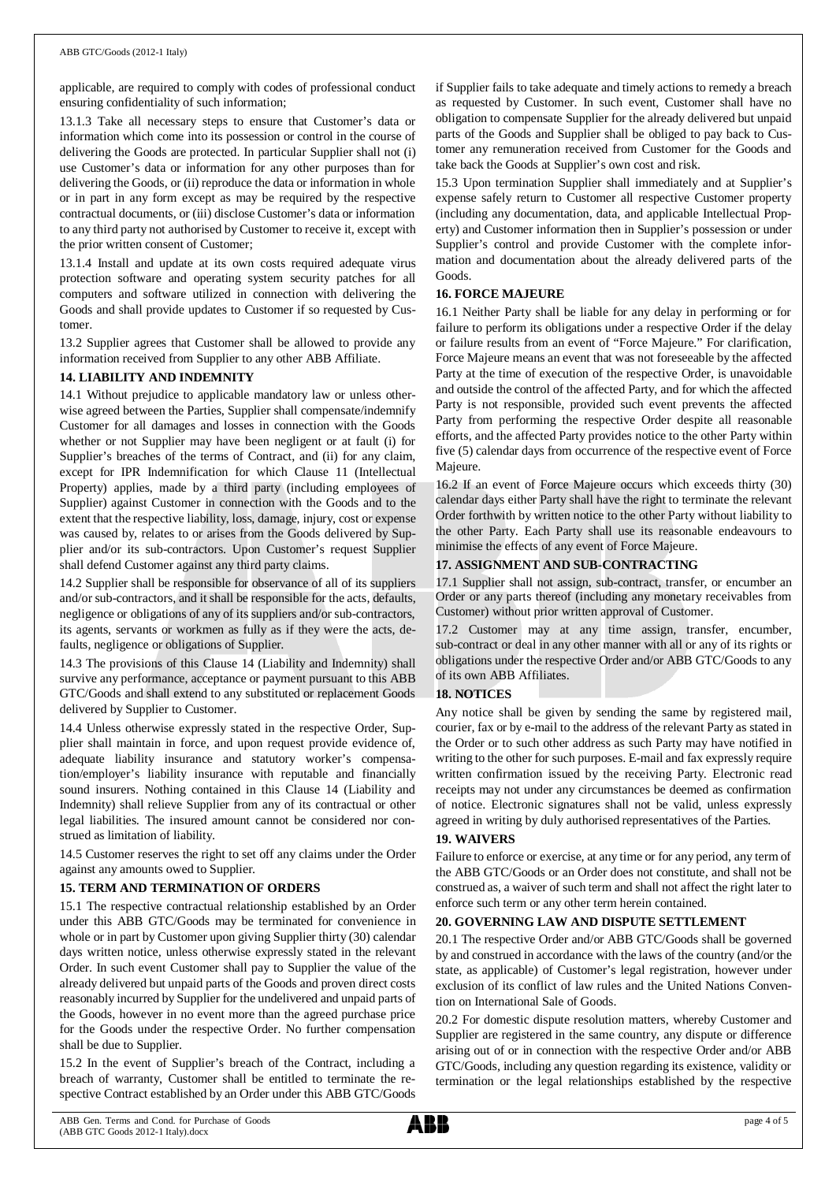applicable, are required to comply with codes of professional conduct ensuring confidentiality of such information;

13.1.3 Take all necessary steps to ensure that Customer's data or information which come into its possession or control in the course of delivering the Goods are protected. In particular Supplier shall not (i) use Customer's data or information for any other purposes than for delivering the Goods, or (ii) reproduce the data or information in whole or in part in any form except as may be required by the respective contractual documents, or (iii) disclose Customer's data or information to any third party not authorised by Customer to receive it, except with the prior written consent of Customer;

13.1.4 Install and update at its own costs required adequate virus protection software and operating system security patches for all computers and software utilized in connection with delivering the Goods and shall provide updates to Customer if so requested by Customer.

13.2 Supplier agrees that Customer shall be allowed to provide any information received from Supplier to any other ABB Affiliate.

## 14. LIABILITY AND INDEMNITY

14.1 Without prejudice to applicable mandatory law or unless otherwise agreed between the Parties, Supplier shall compensate/indemnify Customer for all damages and losses in connection with the Goods whether or not Supplier may have been negligent or at fault (i) for Supplier's breaches of the terms of Contract, and (ii) for any claim, except for IPR Indemnification for which Clause 11 (Intellectual Property) applies, made by a third party (including employees of Supplier) against Customer in connection with the Goods and to the extent that the respective liability, loss, damage, injury, cost or expense was caused by, relates to or arises from the Goods delivered by Supplier and/or its sub-contractors. Upon Customer's request Supplier shall defend Customer against any third party claims.

14.2 Supplier shall be responsible for observance of all of its suppliers and/or sub-contractors, and it shall be responsible for the acts, defaults, negligence or obligations of any of its suppliers and/or sub-contractors, its agents, servants or workmen as fully as if they were the acts, defaults, negligence or obligations of Supplier.

14.3 The provisions of this Clause 14 (Liability and Indemnity) shall survive any performance, acceptance or payment pursuant to this ABB GTC/Goods and shall extend to any substituted or replacement Goods delivered by Supplier to Customer.

14.4 Unless otherwise expressly stated in the respective Order, Supplier shall maintain in force, and upon request provide evidence of, adequate liability insurance and statutory worker's compensation/employer's liability insurance with reputable and financially sound insurers. Nothing contained in this Clause 14 (Liability and Indemnity) shall relieve Supplier from any of its contractual or other legal liabilities. The insured amount cannot be considered nor construed as limitation of liability.

14.5 Customer reserves the right to set off any claims under the Order against any amounts owed to Supplier.

## 15. TERM AND TERMINATION OF ORDERS

15.1 The respective contractual relationship established by an Order under this ABB GTC/Goods may be terminated for convenience in whole or in part by Customer upon giving Supplier thirty (30) calendar days written notice, unless otherwise expressly stated in the relevant Order. In such event Customer shall pay to Supplier the value of the already delivered but unpaid parts of the Goods and proven direct costs reasonably incurred by Supplier for the undelivered and unpaid parts of the Goods, however in no event more than the agreed purchase price for the Goods under the respective Order. No further compensation shall be due to Supplier.

15.2 In the event of Supplier's breach of the Contract, including a breach of warranty, Customer shall be entitled to terminate the respective Contract established by an Order under this ABB GTC/Goods if Supplier fails to take adequate and timely actions to remedy a breach as requested by Customer. In such event, Customer shall have no obligation to compensate Supplier for the already delivered but unpaid parts of the Goods and Supplier shall be obliged to pay back to Customer any remuneration received from Customer for the Goods and take back the Goods at Supplier's own cost and risk.

15.3 Upon termination Supplier shall immediately and at Supplier's expense safely return to Customer all respective Customer property (including any documentation, data, and applicable Intellectual Property) and Customer information then in Supplier's possession or under Supplier's control and provide Customer with the complete information and documentation about the already delivered parts of the Goods.

## 16. FORCE MAJEURE

16.1 Neither Party shall be liable for any delay in performing or for failure to perform its obligations under a respective Order if the delay or failure results from an event of "Force Majeure." For clarification, Force Majeure means an event that was not foreseeable by the affected Party at the time of execution of the respective Order, is unavoidable and outside the control of the affected Party, and for which the affected Party is not responsible, provided such event prevents the affected Party from performing the respective Order despite all reasonable efforts, and the affected Party provides notice to the other Party within five (5) calendar days from occurrence of the respective event of Force Majeure.

16.2 If an event of Force Majeure occurs which exceeds thirty (30) calendar days either Party shall have the right to terminate the relevant Order forthwith by written notice to the other Party without liability to the other Party. Each Party shall use its reasonable endeavours to minimise the effects of any event of Force Majeure.

## 17. ASSIGNMENT AND SUB-CONTRACTING

17.1 Supplier shall not assign, sub-contract, transfer, or encumber an Order or any parts thereof (including any monetary receivables from Customer) without prior written approval of Customer.

17.2 Customer may at any time assign, transfer, encumber, sub-contract or deal in any other manner with all or any of its rights or obligations under the respective Order and/or ABB GTC/Goods to any of its own ABB Affiliates.

## 18. NOTICES

Any notice shall be given by sending the same by registered mail, courier, fax or by e-mail to the address of the relevant Party as stated in the Order or to such other address as such Party may have notified in writing to the other for such purposes. E-mail and fax expressly require written confirmation issued by the receiving Party. Electronic read receipts may not under any circumstances be deemed as confirmation of notice. Electronic signatures shall not be valid, unless expressly agreed in writing by duly authorised representatives of the Parties.

## 19. WAIVERS

Failure to enforce or exercise, at any time or for any period, any term of the ABB GTC/Goods or an Order does not constitute, and shall not be construed as, a waiver of such term and shall not affect the right later to enforce such term or any other term herein contained.

## 20. GOVERNING LAW AND DISPUTE SETTLEMENT

20.1 The respective Order and/or ABB GTC/Goods shall be governed by and construed in accordance with the laws of the country (and/or the state, as applicable) of Customer's legal registration, however under exclusion of its conflict of law rules and the United Nations Convention on International Sale of Goods.

20.2 For domestic dispute resolution matters, whereby Customer and Supplier are registered in the same country, any dispute or difference arising out of or in connection with the respective Order and/or ABB GTC/Goods, including any question regarding its existence, validity or termination or the legal relationships established by the respective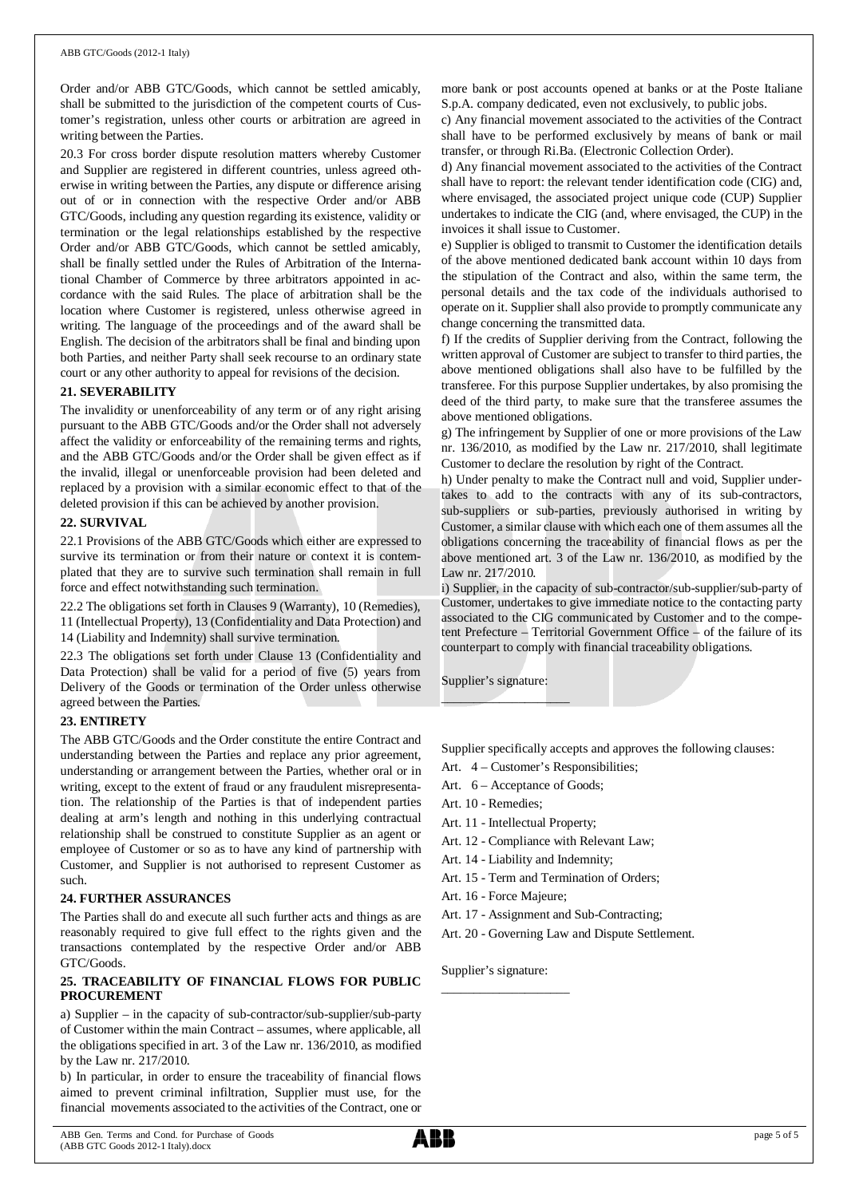Order and/or ABB GTC/Goods, which cannot be settled amicably, shall be submitted to the jurisdiction of the competent courts of Customer's registration, unless other courts or arbitration are agreed in writing between the Parties.

20.3 For cross border dispute resolution matters whereby Customer and Supplier are registered in different countries, unless agreed otherwise in writing between the Parties, any dispute or difference arising out of or in connection with the respective Order and/or ABB GTC/Goods, including any question regarding its existence, validity or termination or the legal relationships established by the respective Order and/or ABB GTC/Goods, which cannot be settled amicably, shall be finally settled under the Rules of Arbitration of the International Chamber of Commerce by three arbitrators appointed in accordance with the said Rules. The place of arbitration shall be the location where Customer is registered, unless otherwise agreed in writing. The language of the proceedings and of the award shall be English. The decision of the arbitrators shall be final and binding upon both Parties, and neither Party shall seek recourse to an ordinary state court or any other authority to appeal for revisions of the decision.

**21. SEVERABILITY**

The invalidity or unenforceability of any term or of any right arising pursuant to the ABB GTC/Goods and/or the Order shall not adversely affect the validity or enforceability of the remaining terms and rights, and the ABB GTC/Goods and/or the Order shall be given effect as if the invalid, illegal or unenforceable provision had been deleted and replaced by a provision with a similar economic effect to that of the deleted provision if this can be achieved by another provision.

**22. SURVIVAL**

22.1 Provisions of the ABB GTC/Goods which either are expressed to survive its termination or from their nature or context it is contemplated that they are to survive such termination shall remain in full force and effect notwithstanding such termination.

22.2 The obligations set forth in Clauses 9 (Warranty), 10 (Remedies), 11 (Intellectual Property), 13 (Confidentiality and Data Protection) and 14 (Liability and Indemnity) shall survive termination.

22.3 The obligations set forth under Clause 13 (Confidentiality and Data Protection) shall be valid for a period of five (5) years from Delivery of the Goods or termination of the Order unless otherwise agreed between the Parties.

**23. ENTIRETY**

The ABB GTC/Goods and the Order constitute the entire Contract and understanding between the Parties and replace any prior agreement, understanding or arrangement between the Parties, whether oral or in writing, except to the extent of fraud or any fraudulent misrepresentation. The relationship of the Parties is that of independent parties dealing at arm's length and nothing in this underlying contractual relationship shall be construed to constitute Supplier as an agent or employee of Customer or so as to have any kind of partnership with Customer, and Supplier is not authorised to represent Customer as such.

**24. FURTHER ASSURANCES**

The Parties shall do and execute all such further acts and things as are reasonably required to give full effect to the rights given and the transactions contemplated by the respective Order and/or ABB GTC/Goods.

**25. TRACEABILITY OF FINANCIAL FLOWS FOR PUBLIC PROCUREMENT**

a) Supplier – in the capacity of sub-contractor/sub-supplier/sub-party of Customer within the main Contract – assumes, where applicable, all the obligations specified in art. 3 of the Law nr. 136/2010, as modified by the Law nr. 217/2010.

b) In particular, in order to ensure the traceability of financial flows aimed to prevent criminal infiltration, Supplier must use, for the financial movements associated to the activities of the Contract, one or more bank or post accounts opened at banks or at the Poste Italiane S.p.A. company dedicated, even not exclusively, to public jobs.

c) Any financial movement associated to the activities of the Contract shall have to be performed exclusively by means of bank or mail transfer, or through Ri.Ba. (Electronic Collection Order).

d) Any financial movement associated to the activities of the Contract shall have to report: the relevant tender identification code (CIG) and, where envisaged, the associated project unique code (CUP) Supplier undertakes to indicate the CIG (and, where envisaged, the CUP) in the invoices it shall issue to Customer.

e) Supplier is obliged to transmit to Customer the identification details of the above mentioned dedicated bank account within 10 days from the stipulation of the Contract and also, within the same term, the personal details and the tax code of the individuals authorised to operate on it. Supplier shall also provide to promptly communicate any change concerning the transmitted data.

f) If the credits of Supplier deriving from the Contract, following the written approval of Customer are subject to transfer to third parties, the above mentioned obligations shall also have to be fulfilled by the transferee. For this purpose Supplier undertakes, by also promising the deed of the third party, to make sure that the transferee assumes the above mentioned obligations.

g) The infringement by Supplier of one or more provisions of the Law nr. 136/2010, as modified by the Law nr. 217/2010, shall legitimate Customer to declare the resolution by right of the Contract.

h) Under penalty to make the Contract null and void, Supplier undertakes to add to the contracts with any of its sub-contractors, sub-suppliers or sub-parties, previously authorised in writing by Customer, a similar clause with which each one of them assumes all the obligations concerning the traceability of financial flows as per the above mentioned art. 3 of the Law nr. 136/2010, as modified by the Law nr. 217/2010.

i) Supplier, in the capacity of sub-contractor/sub-supplier/sub-party of Customer, undertakes to give immediate notice to the contacting party associated to the CIG communicated by Customer and to the competent Prefecture – Territorial Government Office – of the failure of its counterpart to comply with financial traceability obligations.

Supplier's signature:

\_\_\_\_\_\_\_\_\_\_\_\_\_\_\_\_\_\_\_

Supplier specifically accepts and approves the following clauses:

- Art. 4 – Customer's Responsibilities;
- Art. 6 – Acceptance of Goods;
- Art. 10 - Remedies;
- Art. 11 - Intellectual Property;
- Art. 12 - Compliance with Relevant Law;
- Art. 14 - Liability and Indemnity;
- Art. 15 - Term and Termination of Orders;
- Art. 16 - Force Majeure;
- Art. 17 - Assignment and Sub-Contracting;
- Art. 20 - Governing Law and Dispute Settlement.

Supplier's signature:

\_\_\_\_\_\_\_\_\_\_\_\_\_\_\_\_\_\_\_